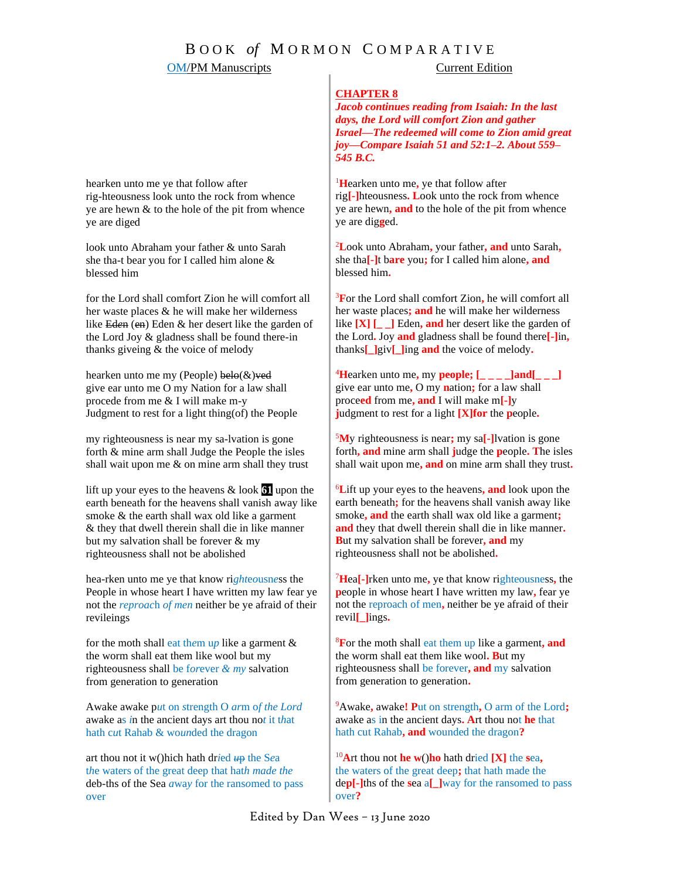# BOOK *of* MORMON COMPARATIVE

| OM/PM Manuscripts | Current Edition |
|---|---|
| | **CHAPTER 8** <br> ***Jacob continues reading from Isaiah: In the last days, the Lord will comfort Zion and gather Israel—The redeemed will come to Zion amid great joy—Compare Isaiah 51 and 52:1–2. About 559–545 B.C.*** |
| hearken unto me ye that follow after rig-hteousness look unto the rock from whence ye are hewn & to the hole of the pit from whence ye are diged | [1]Hearken unto me, ye that follow after rig[-]hteousness. Look unto the rock from whence ye are hewn, and to the hole of the pit from whence ye are digged. |
| look unto Abraham your father & unto Sarah she tha-t bear you for I called him alone & blessed him | [2]Look unto Abraham, your father, and unto Sarah, she tha[-]t bare you; for I called him alone, and blessed him. |
| for the Lord shall comfort Zion he will comfort all her waste places & he will make her wilderness like ~~Eden~~ (~~en~~) Eden & her desert like the garden of the Lord Joy & gladness shall be found there-in thanks giveing & the voice of melody | [3]For the Lord shall comfort Zion, he will comfort all her waste places; and he will make her wilderness like [X] [_ _] Eden, and her desert like the garden of the Lord. Joy and gladness shall be found there[-]in, thanks[_]giv[_]ing and the voice of melody. |
| hearken unto me my (People) ~~belo~~(&)~~ved~~ give ear unto me O my Nation for a law shall procede from me & I will make m-y Judgment to rest for a light thing(of) the People | [4]Hearken unto me, my people; [_ _ _ _]and[_ _ _] give ear unto me, O my nation; for a law shall proceed from me, and I will make m[-]y judgment to rest for a light [X]for the people. |
| my righteousness is near my sa-lvation is gone forth & mine arm shall Judge the People the isles shall wait upon me & on mine arm shall they trust | [5]My righteousness is near; my sa[-]lvation is gone forth, and mine arm shall judge the people. The isles shall wait upon me, and on mine arm shall they trust. |
| lift up your eyes to the heavens & look **61** upon the earth beneath for the heavens shall vanish away like smoke & the earth shall wax old like a garment & they that dwell therein shall die in like manner but my salvation shall be forever & my righteousness shall not be abolished | [6]Lift up your eyes to the heavens, and look upon the earth beneath; for the heavens shall vanish away like smoke, and the earth shall wax old like a garment; and they that dwell therein shall die in like manner. But my salvation shall be forever, and my righteousness shall not be abolished. |
| hea-rken unto me ye that know ri*ghteousne*ss the People in whose heart I have written my law fear ye not the *reproach of men* neither be ye afraid of their revileings | [7]Hea[-]rken unto me, ye that know righteousness, the people in whose heart I have written my law, fear ye not the reproach of men, neither be ye afraid of their revil[_]ings. |
| for the moth shall eat them up like a garment & the worm shall eat them like wool but my righteousness shall be forever *& my* salvation from generation to generation | [8]For the moth shall eat them up like a garment, and the worm shall eat them like wool. But my righteousness shall be forever, and my salvation from generation to generation. |
| Awake awake put on strength O *arm of the Lord* awake as *i*n the ancient days art thou no*t it that* hath cut Rahab & wounded the dragon | [9]Awake, awake! Put on strength, O arm of the Lord; awake as in the ancient days. Art thou not he that hath cut Rahab, and wounded the dragon? |
| art thou not it w()hich hath dr*ied* ~~up~~ the Sea *the waters of the great deep that hath made the* deb-ths of the Sea *away for the ransomed to pass over* | [10]Art thou not he w()ho hath dried [X] the sea, the waters of the great deep; that hath made the dep[-]ths of the sea a[_]way for the ransomed to pass over? |

Edited by Dan Wees – 13 June 2020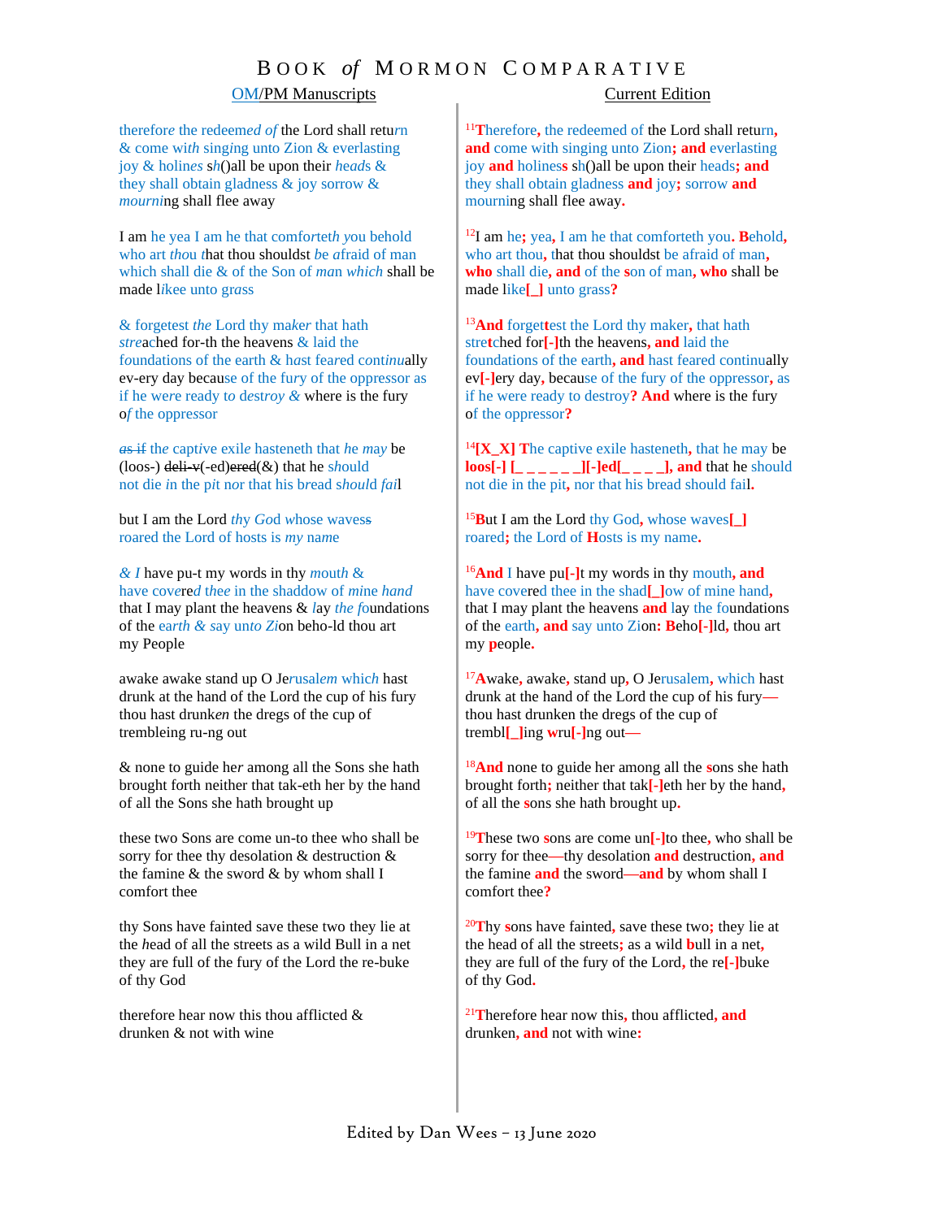# BOOK *of* MORMON COMPARATIVE

| OM/PM Manuscripts | Current Edition |
|---|---|
| therefore the redeemed of the Lord shall return & come with singing unto Zion & everlasting joy & holines sh()all be upon their heads & they shall obtain gladness & joy sorrow & mourning shall flee away | [11]Therefore, the redeemed of the Lord shall return, and come with singing unto Zion; and everlasting joy and holiness sh()all be upon their heads; and they shall obtain gladness and joy; sorrow and mourning shall flee away. |
| I am he yea I am he that comforteth you behold who art thou that thou shouldst be afraid of man which shall die & of the Son of man which shall be made likee unto grass | [12]I am he; yea, I am he that comforteth you. Behold, who art thou, that thou shouldst be afraid of man, who shall die, and of the son of man, who shall be made like[_] unto grass? |
| & forgetest the Lord thy maker that hath streached for-th the heavens & laid the foundations of the earth & hast feared continually ev-ery day because of the fury of the oppressor as if he were ready to destroy & where is the fury of the oppressor | [13]And forgettest the Lord thy maker, that hath stretched for[-]th the heavens, and laid the foundations of the earth, and hast feared continually ev[-]ery day, because of the fury of the oppressor, as if he were ready to destroy? And where is the fury of the oppressor? |
| ~~as if~~ the captive exile hasteneth that he may be (loos-) ~~deli-v~~(-ed)~~ered~~(&) that he should not die in the pit nor that his bread should fail | [14][X_X] The captive exile hasteneth, that he may be loos[-] [_ _ _ _ _ _][-]ed[_ _ _ _], and that he should not die in the pit, nor that his bread should fail. |
| but I am the Lord thy God whose wavess roared the Lord of hosts is my name | [15]But I am the Lord thy God, whose waves[_] roared; the Lord of Hosts is my name. |
| & I have pu-t my words in thy mouth & have covered thee in the shaddow of mine hand that I may plant the heavens & lay the foundations of the earth & say unto Zion beho-ld thou art my People | [16]And I have pu[-]t my words in thy mouth, and have covered thee in the shad[_]ow of mine hand, that I may plant the heavens and lay the foundations of the earth, and say unto Zion: Beho[-]ld, thou art my people. |
| awake awake stand up O Jerusalem which hast drunk at the hand of the Lord the cup of his fury thou hast drunken the dregs of the cup of trembleing ru-ng out | [17]Awake, awake, stand up, O Jerusalem, which hast drunk at the hand of the Lord the cup of his fury—thou hast drunken the dregs of the cup of trembl[_]ing wru[-]ng out— |
| & none to guide her among all the Sons she hath brought forth neither that tak-eth her by the hand of all the Sons she hath brought up | [18]And none to guide her among all the sons she hath brought forth; neither that tak[-]eth her by the hand, of all the sons she hath brought up. |
| these two Sons are come un-to thee who shall be sorry for thee thy desolation & destruction & the famine & the sword & by whom shall I comfort thee | [19]These two sons are come un[-]to thee, who shall be sorry for thee—thy desolation and destruction, and the famine and the sword—and by whom shall I comfort thee? |
| thy Sons have fainted save these two they lie at the head of all the streets as a wild Bull in a net they are full of the fury of the Lord the re-buke of thy God | [20]Thy sons have fainted, save these two; they lie at the head of all the streets; as a wild bull in a net, they are full of the fury of the Lord, the re[-]buke of thy God. |
| therefore hear now this thou afflicted & drunken & not with wine | [21]Therefore hear now this, thou afflicted, and drunken, and not with wine: |

Edited by Dan Wees – 13 June 2020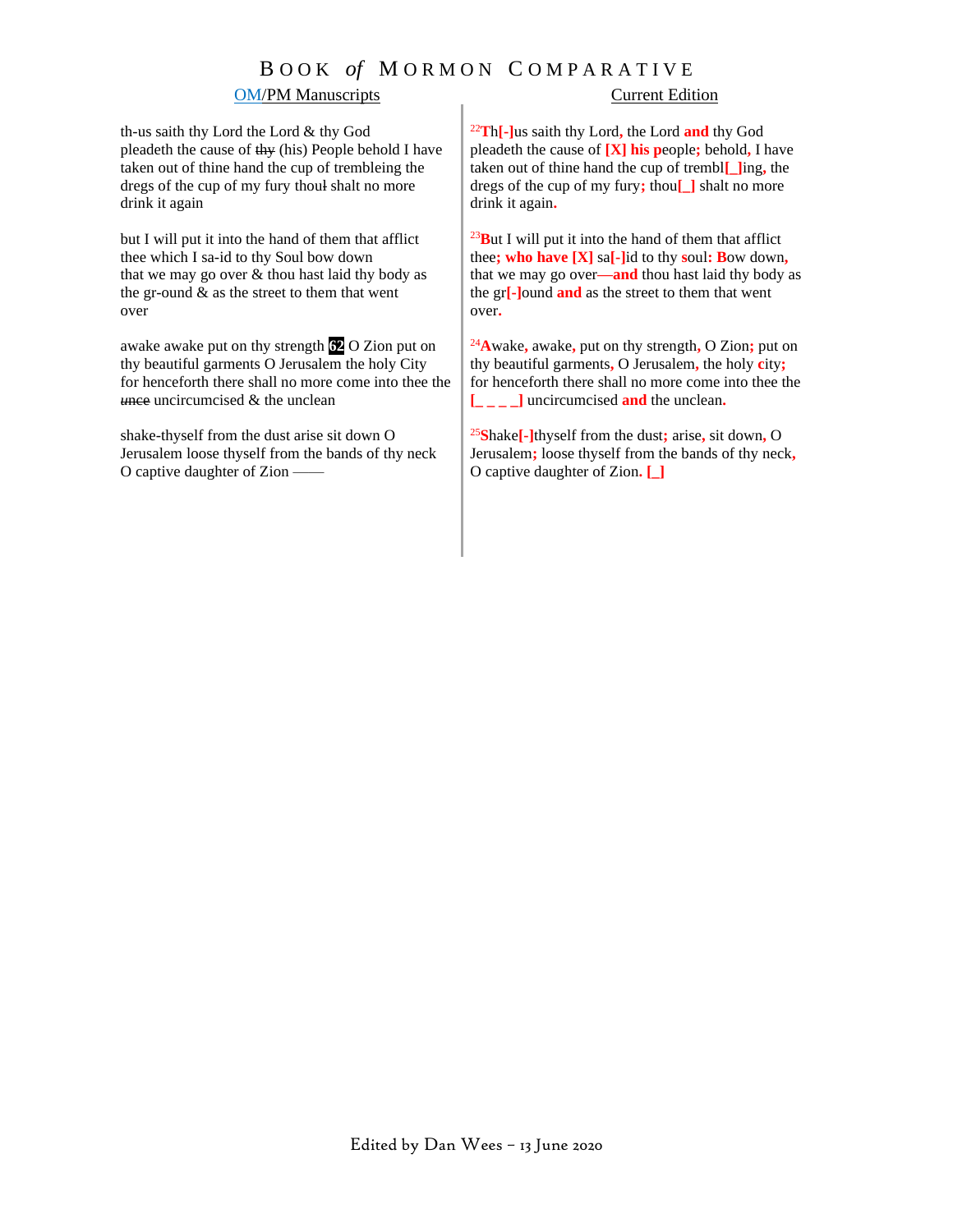# BOOK *of* MORMON COMPARATIVE

| OM/PM Manuscripts | Current Edition |
|---|---|
| th-us saith thy Lord the Lord & thy God pleadeth the cause of ~~thy~~ (his) People behold I have taken out of thine hand the cup of trembleing the dregs of the cup of my fury thou~~l~~ shalt no more drink it again | [22]Th[-]us saith thy Lord, the Lord and thy God pleadeth the cause of [X] his people; behold, I have taken out of thine hand the cup of trembl[_]ing, the dregs of the cup of my fury; thou[_] shalt no more drink it again. |
| but I will put it into the hand of them that afflict thee which I sa-id to thy Soul bow down that we may go over & thou hast laid thy body as the gr-ound & as the street to them that went over | [23]But I will put it into the hand of them that afflict thee; who have [X] sa[-]id to thy soul: Bow down, that we may go over—and thou hast laid thy body as the gr[-]ound and as the street to them that went over. |
| awake awake put on thy strength **62** O Zion put on thy beautiful garments O Jerusalem the holy City for henceforth there shall no more come into thee the ~~unce~~ uncircumcised & the unclean | [24]Awake, awake, put on thy strength, O Zion; put on thy beautiful garments, O Jerusalem, the holy city; for henceforth there shall no more come into thee the [_ _ _ _] uncircumcised and the unclean. |
| shake-thyself from the dust arise sit down O Jerusalem loose thyself from the bands of thy neck O captive daughter of Zion —— | [25]Shake[-]thyself from the dust; arise, sit down, O Jerusalem; loose thyself from the bands of thy neck, O captive daughter of Zion. [_] |

Edited by Dan Wees – 13 June 2020